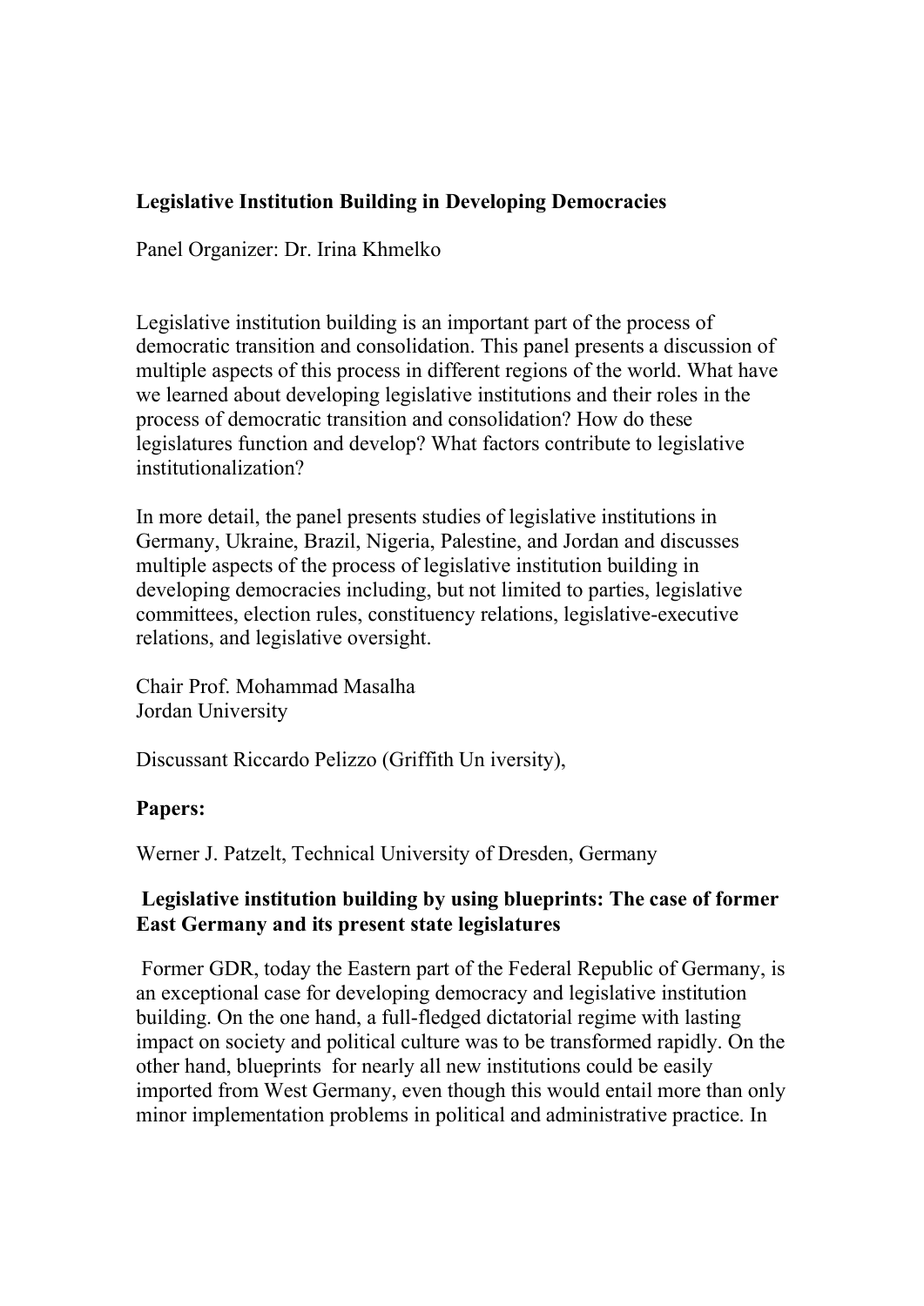**Legislative Institution Building in Developing Democracies**

Panel Organizer: Dr. Irina Khmelko

Legislative institution building is an important part of the process of democratic transition and consolidation. This panel presents a discussion of multiple aspects of this process in different regions of the world. What have we learned about developing legislative institutions and their roles in the process of democratic transition and consolidation? How do these legislatures function and develop? What factors contribute to legislative institutionalization?

In more detail, the panel presents studies of legislative institutions in Germany, Ukraine, Brazil, Nigeria, Palestine, and Jordan and discusses multiple aspects of the process of legislative institution building in developing democracies including, but not limited to parties, legislative committees, election rules, constituency relations, legislative-executive relations, and legislative oversight.

Chair Prof. Mohammad Masalha
Jordan University

Discussant Riccardo Pelizzo (Griffith Un iversity),

**Papers:**

Werner J. Patzelt, Technical University of Dresden, Germany

**Legislative institution building by using blueprints: The case of former East Germany and its present state legislatures**

Former GDR, today the Eastern part of the Federal Republic of Germany, is an exceptional case for developing democracy and legislative institution building. On the one hand, a full-fledged dictatorial regime with lasting impact on society and political culture was to be transformed rapidly. On the other hand, blueprints for nearly all new institutions could be easily imported from West Germany, even though this would entail more than only minor implementation problems in political and administrative practice. In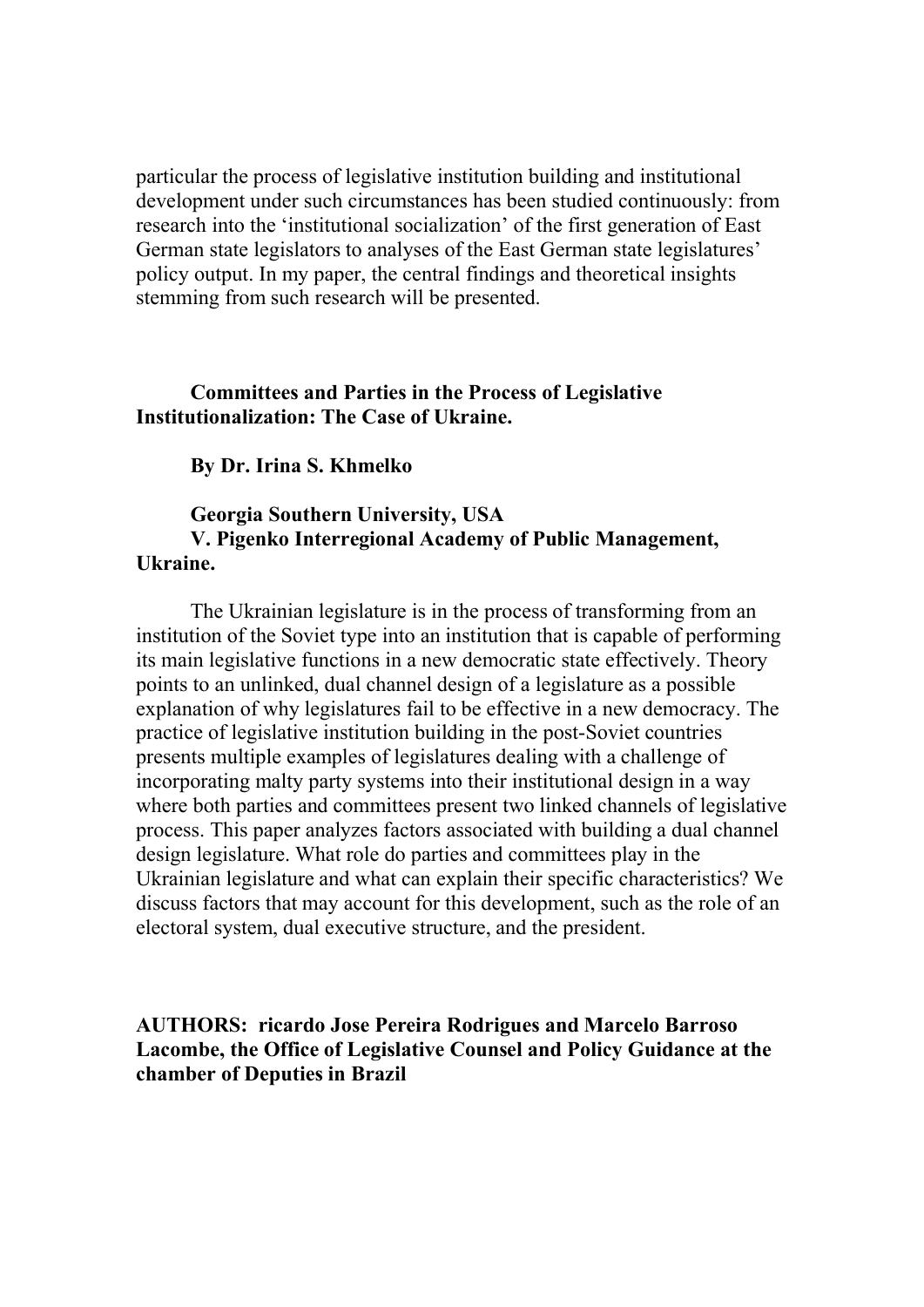particular the process of legislative institution building and institutional development under such circumstances has been studied continuously: from research into the 'institutional socialization' of the first generation of East German state legislators to analyses of the East German state legislatures' policy output. In my paper, the central findings and theoretical insights stemming from such research will be presented.

**Committees and Parties in the Process of Legislative Institutionalization: The Case of Ukraine.**

**By Dr. Irina S. Khmelko**

**Georgia Southern University, USA**
**V. Pigenko Interregional Academy of Public Management, Ukraine.**

The Ukrainian legislature is in the process of transforming from an institution of the Soviet type into an institution that is capable of performing its main legislative functions in a new democratic state effectively. Theory points to an unlinked, dual channel design of a legislature as a possible explanation of why legislatures fail to be effective in a new democracy. The practice of legislative institution building in the post-Soviet countries presents multiple examples of legislatures dealing with a challenge of incorporating malty party systems into their institutional design in a way where both parties and committees present two linked channels of legislative process. This paper analyzes factors associated with building a dual channel design legislature. What role do parties and committees play in the Ukrainian legislature and what can explain their specific characteristics? We discuss factors that may account for this development, such as the role of an electoral system, dual executive structure, and the president.

**AUTHORS: ricardo Jose Pereira Rodrigues and Marcelo Barroso Lacombe, the Office of Legislative Counsel and Policy Guidance at the chamber of Deputies in Brazil**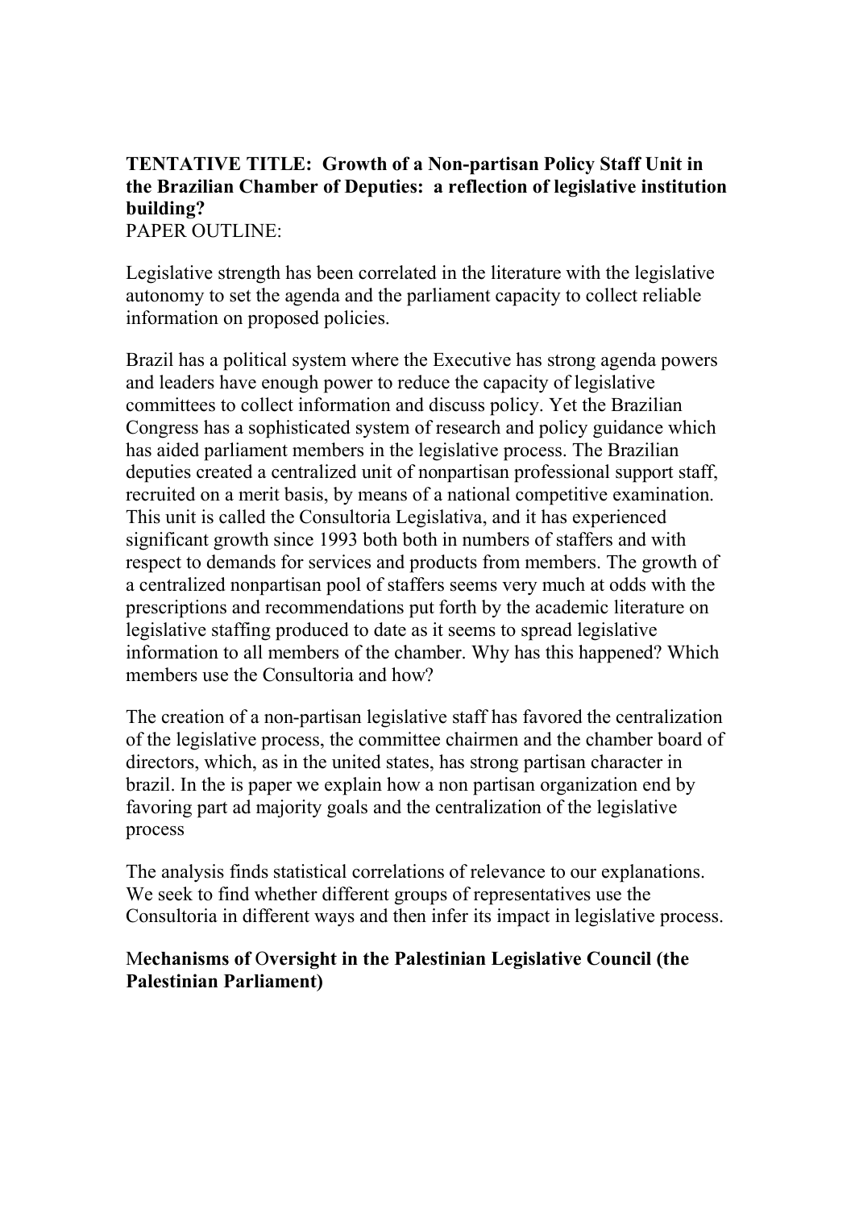**TENTATIVE TITLE: Growth of a Non-partisan Policy Staff Unit in the Brazilian Chamber of Deputies: a reflection of legislative institution building?**
PAPER OUTLINE:

Legislative strength has been correlated in the literature with the legislative autonomy to set the agenda and the parliament capacity to collect reliable information on proposed policies.

Brazil has a political system where the Executive has strong agenda powers and leaders have enough power to reduce the capacity of legislative committees to collect information and discuss policy. Yet the Brazilian Congress has a sophisticated system of research and policy guidance which has aided parliament members in the legislative process. The Brazilian deputies created a centralized unit of nonpartisan professional support staff, recruited on a merit basis, by means of a national competitive examination. This unit is called the Consultoria Legislativa, and it has experienced significant growth since 1993 both both in numbers of staffers and with respect to demands for services and products from members. The growth of a centralized nonpartisan pool of staffers seems very much at odds with the prescriptions and recommendations put forth by the academic literature on legislative staffing produced to date as it seems to spread legislative information to all members of the chamber. Why has this happened? Which members use the Consultoria and how?

The creation of a non-partisan legislative staff has favored the centralization of the legislative process, the committee chairmen and the chamber board of directors, which, as in the united states, has strong partisan character in brazil. In the is paper we explain how a non partisan organization end by favoring part ad majority goals and the centralization of the legislative process

The analysis finds statistical correlations of relevance to our explanations. We seek to find whether different groups of representatives use the Consultoria in different ways and then infer its impact in legislative process.

**Mechanisms of Oversight in the Palestinian Legislative Council (the Palestinian Parliament)**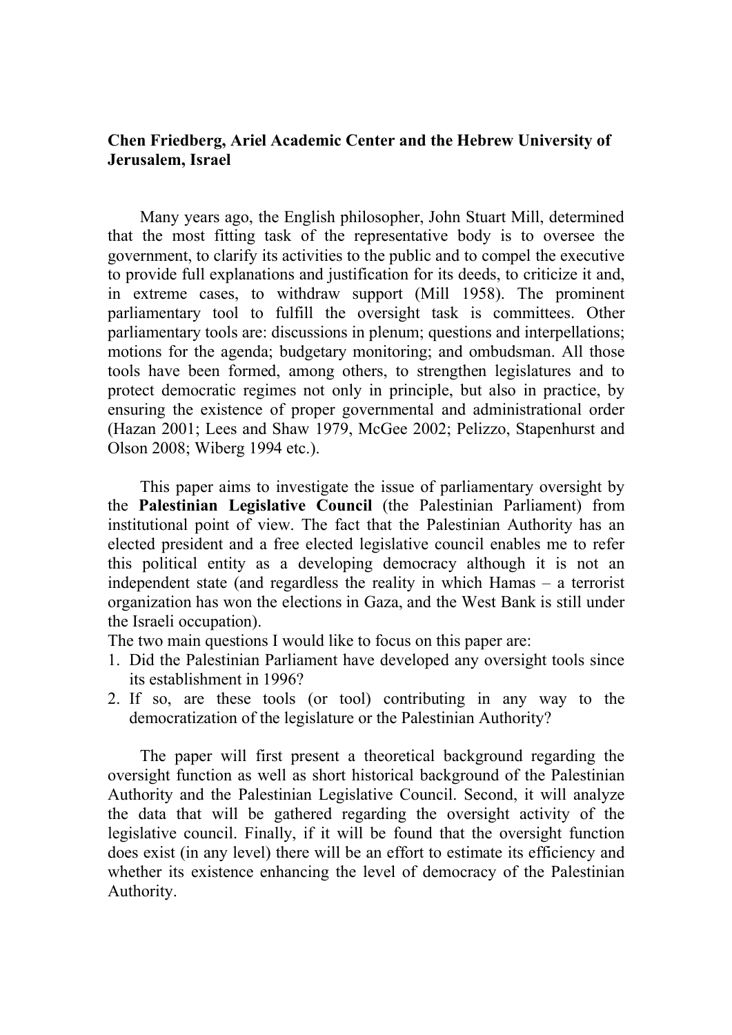**Chen Friedberg, Ariel Academic Center and the Hebrew University of Jerusalem, Israel**

Many years ago, the English philosopher, John Stuart Mill, determined that the most fitting task of the representative body is to oversee the government, to clarify its activities to the public and to compel the executive to provide full explanations and justification for its deeds, to criticize it and, in extreme cases, to withdraw support (Mill 1958). The prominent parliamentary tool to fulfill the oversight task is committees. Other parliamentary tools are: discussions in plenum; questions and interpellations; motions for the agenda; budgetary monitoring; and ombudsman. All those tools have been formed, among others, to strengthen legislatures and to protect democratic regimes not only in principle, but also in practice, by ensuring the existence of proper governmental and administrational order (Hazan 2001; Lees and Shaw 1979, McGee 2002; Pelizzo, Stapenhurst and Olson 2008; Wiberg 1994 etc.).

This paper aims to investigate the issue of parliamentary oversight by the **Palestinian Legislative Council** (the Palestinian Parliament) from institutional point of view. The fact that the Palestinian Authority has an elected president and a free elected legislative council enables me to refer this political entity as a developing democracy although it is not an independent state (and regardless the reality in which Hamas – a terrorist organization has won the elections in Gaza, and the West Bank is still under the Israeli occupation).

The two main questions I would like to focus on this paper are:

1. Did the Palestinian Parliament have developed any oversight tools since its establishment in 1996?
2. If so, are these tools (or tool) contributing in any way to the democratization of the legislature or the Palestinian Authority?

The paper will first present a theoretical background regarding the oversight function as well as short historical background of the Palestinian Authority and the Palestinian Legislative Council. Second, it will analyze the data that will be gathered regarding the oversight activity of the legislative council. Finally, if it will be found that the oversight function does exist (in any level) there will be an effort to estimate its efficiency and whether its existence enhancing the level of democracy of the Palestinian Authority.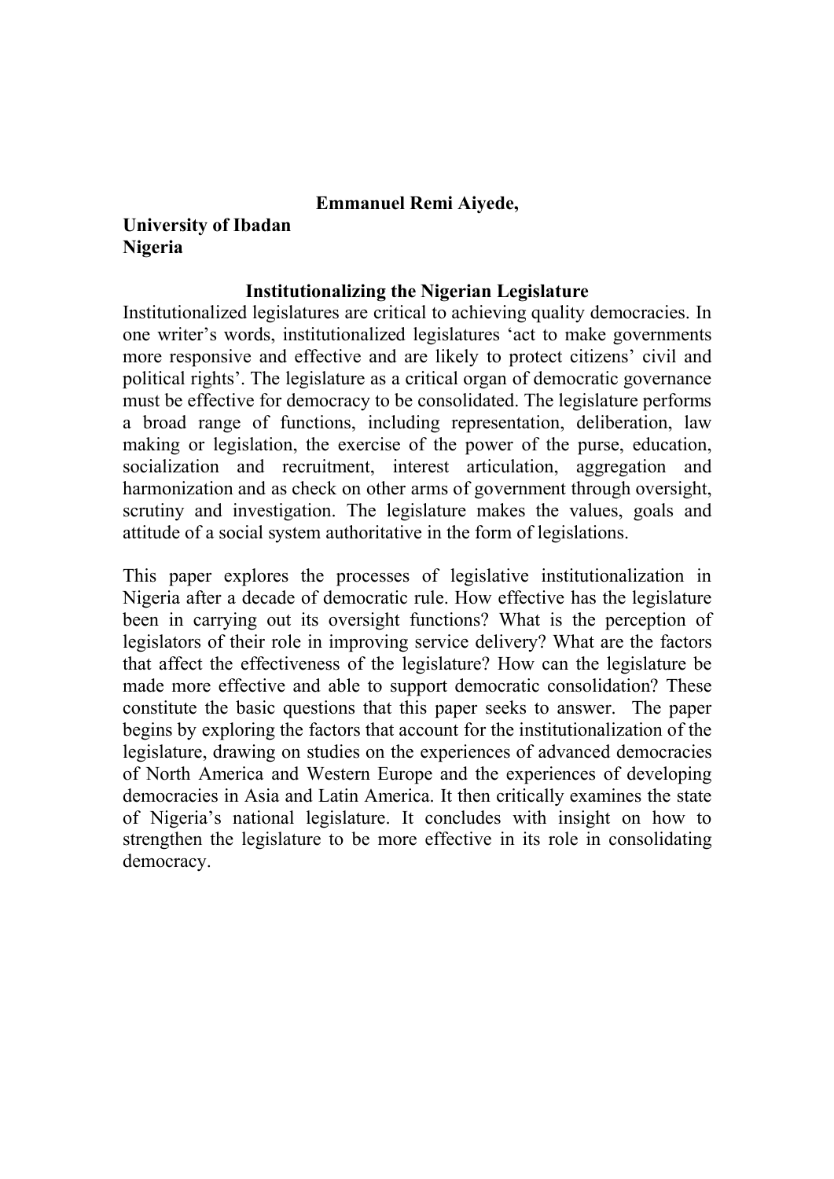**Emmanuel Remi Aiyede,**
**University of Ibadan**
**Nigeria**

## Institutionalizing the Nigerian Legislature

Institutionalized legislatures are critical to achieving quality democracies. In one writer's words, institutionalized legislatures 'act to make governments more responsive and effective and are likely to protect citizens' civil and political rights'. The legislature as a critical organ of democratic governance must be effective for democracy to be consolidated. The legislature performs a broad range of functions, including representation, deliberation, law making or legislation, the exercise of the power of the purse, education, socialization and recruitment, interest articulation, aggregation and harmonization and as check on other arms of government through oversight, scrutiny and investigation. The legislature makes the values, goals and attitude of a social system authoritative in the form of legislations.

This paper explores the processes of legislative institutionalization in Nigeria after a decade of democratic rule. How effective has the legislature been in carrying out its oversight functions? What is the perception of legislators of their role in improving service delivery? What are the factors that affect the effectiveness of the legislature? How can the legislature be made more effective and able to support democratic consolidation? These constitute the basic questions that this paper seeks to answer. The paper begins by exploring the factors that account for the institutionalization of the legislature, drawing on studies on the experiences of advanced democracies of North America and Western Europe and the experiences of developing democracies in Asia and Latin America. It then critically examines the state of Nigeria's national legislature. It concludes with insight on how to strengthen the legislature to be more effective in its role in consolidating democracy.